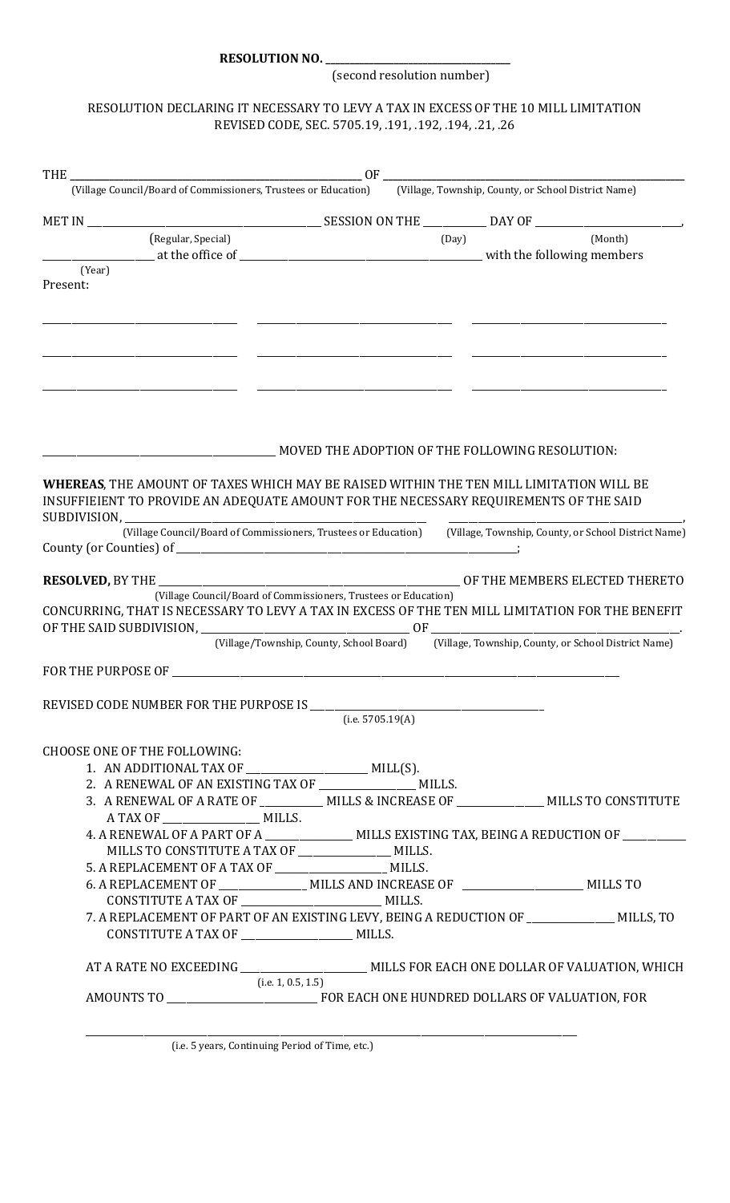**RESOLUTION NO. ______________________**

(second resolution number)

RESOLUTION DECLARING IT NECESSARY TO LEVY A TAX IN EXCESS OF THE 10 MILL LIMITATION
REVISED CODE, SEC. 5705.19, .191, .192, .194, .21, .26

THE ______________________________ OF ______________________________
(Village Council/Board of Commissioners, Trustees or Education) (Village, Township, County, or School District Name)

MET IN ______________________ SESSION ON THE ________ DAY OF ______________,
(Regular, Special) (Day) (Month)

__________ at the office of ______________________ with the following members
(Year)

Present:

______________________ ______________________ ______________________

______________________ ______________________ ______________________

______________________ ______________________ ______________________

______________________ MOVED THE ADOPTION OF THE FOLLOWING RESOLUTION:

**WHEREAS**, THE AMOUNT OF TAXES WHICH MAY BE RAISED WITHIN THE TEN MILL LIMITATION WILL BE INSUFFIEIENT TO PROVIDE AN ADEQUATE AMOUNT FOR THE NECESSARY REQUIREMENTS OF THE SAID SUBDIVISION, ______________________ ______________________,
(Village Council/Board of Commissioners, Trustees or Education) (Village, Township, County, or School District Name)

County (or Counties) of ______________________;

**RESOLVED,** BY THE ______________________ OF THE MEMBERS ELECTED THERETO
(Village Council/Board of Commissioners, Trustees or Education)

CONCURRING, THAT IS NECESSARY TO LEVY A TAX IN EXCESS OF THE TEN MILL LIMITATION FOR THE BENEFIT OF THE SAID SUBDIVISION, ______________________ OF ______________________.
(Village/Township, County, School Board) (Village, Township, County, or School District Name)

FOR THE PURPOSE OF ____________________________________________

REVISED CODE NUMBER FOR THE PURPOSE IS ______________________
(i.e. 5705.19(A))

CHOOSE ONE OF THE FOLLOWING:

1. AN ADDITIONAL TAX OF ______________ MILL(S).
2. A RENEWAL OF AN EXISTING TAX OF ______________ MILLS.
3. A RENEWAL OF A RATE OF __________ MILLS & INCREASE OF ______________ MILLS TO CONSTITUTE A TAX OF ______________ MILLS.
4. A RENEWAL OF A PART OF A ______________ MILLS EXISTING TAX, BEING A REDUCTION OF __________ MILLS TO CONSTITUTE A TAX OF ______________ MILLS.
5. A REPLACEMENT OF A TAX OF ______________ MILLS.
6. A REPLACEMENT OF ______________ MILLS AND INCREASE OF ______________ MILLS TO CONSTITUTE A TAX OF ______________ MILLS.
7. A REPLACEMENT OF PART OF AN EXISTING LEVY, BEING A REDUCTION OF ______________ MILLS, TO CONSTITUTE A TAX OF ______________ MILLS.

AT A RATE NO EXCEEDING ______________ MILLS FOR EACH ONE DOLLAR OF VALUATION, WHICH
(i.e. 1, 0.5, 1.5)

AMOUNTS TO ______________ FOR EACH ONE HUNDRED DOLLARS OF VALUATION, FOR

____________________________________________
(i.e. 5 years, Continuing Period of Time, etc.)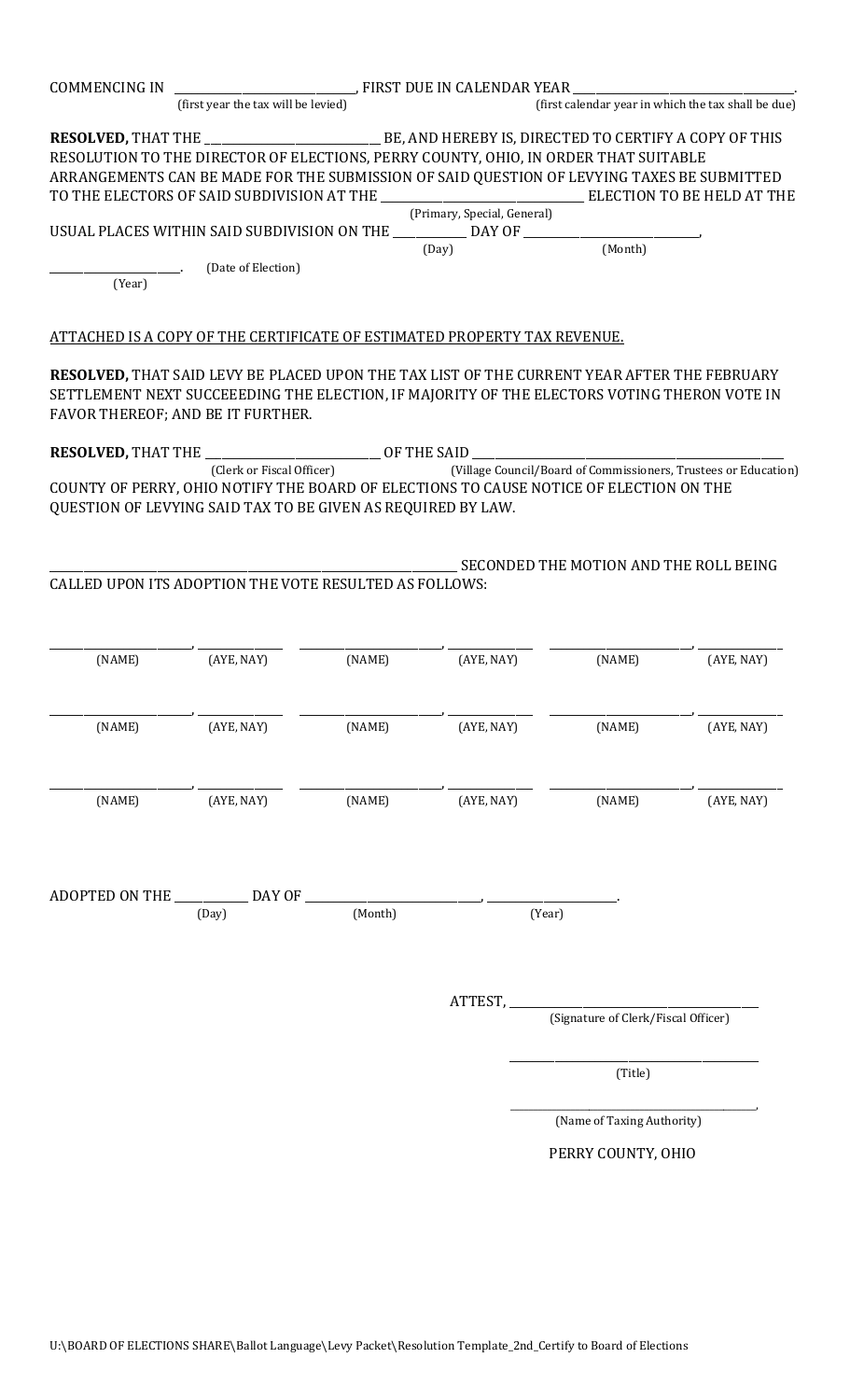COMMENCING IN ______________________, FIRST DUE IN CALENDAR YEAR ______________________.
(first year the tax will be levied) (first calendar year in which the tax shall be due)

**RESOLVED,** THAT THE ______________________ BE, AND HEREBY IS, DIRECTED TO CERTIFY A COPY OF THIS RESOLUTION TO THE DIRECTOR OF ELECTIONS, PERRY COUNTY, OHIO, IN ORDER THAT SUITABLE ARRANGEMENTS CAN BE MADE FOR THE SUBMISSION OF SAID QUESTION OF LEVYING TAXES BE SUBMITTED TO THE ELECTORS OF SAID SUBDIVISION AT THE ______________________ ELECTION TO BE HELD AT THE
(Primary, Special, General)
USUAL PLACES WITHIN SAID SUBDIVISION ON THE __________ DAY OF ______________________,
(Day) (Month)
______________. (Date of Election)
(Year)

ATTACHED IS A COPY OF THE CERTIFICATE OF ESTIMATED PROPERTY TAX REVENUE.

**RESOLVED,** THAT SAID LEVY BE PLACED UPON THE TAX LIST OF THE CURRENT YEAR AFTER THE FEBRUARY SETTLEMENT NEXT SUCCEEEDING THE ELECTION, IF MAJORITY OF THE ELECTORS VOTING THERON VOTE IN FAVOR THEREOF; AND BE IT FURTHER.

**RESOLVED,** THAT THE ______________________ OF THE SAID ______________________________
(Clerk or Fiscal Officer) (Village Council/Board of Commissioners, Trustees or Education)
COUNTY OF PERRY, OHIO NOTIFY THE BOARD OF ELECTIONS TO CAUSE NOTICE OF ELECTION ON THE QUESTION OF LEVYING SAID TAX TO BE GIVEN AS REQUIRED BY LAW.

______________________________________ SECONDED THE MOTION AND THE ROLL BEING CALLED UPON ITS ADOPTION THE VOTE RESULTED AS FOLLOWS:

| | | | | | |
|---|---|---|---|---|---|
| ______________, | ______________ | ______________, | ______________ | ______________, | ______________ |
| (NAME) | (AYE, NAY) | (NAME) | (AYE, NAY) | (NAME) | (AYE, NAY) |
| ______________, | ______________ | ______________, | ______________ | ______________, | ______________ |
| (NAME) | (AYE, NAY) | (NAME) | (AYE, NAY) | (NAME) | (AYE, NAY) |
| ______________, | ______________ | ______________, | ______________ | ______________, | ______________ |
| (NAME) | (AYE, NAY) | (NAME) | (AYE, NAY) | (NAME) | (AYE, NAY) |

ADOPTED ON THE __________ DAY OF ______________________, ______________.
(Day) (Month) (Year)

ATTEST, ______________________________
(Signature of Clerk/Fiscal Officer)

______________________________
(Title)

______________________________,
(Name of Taxing Authority)

PERRY COUNTY, OHIO

U:\BOARD OF ELECTIONS SHARE\Ballot Language\Levy Packet\Resolution Template_2nd_Certify to Board of Elections